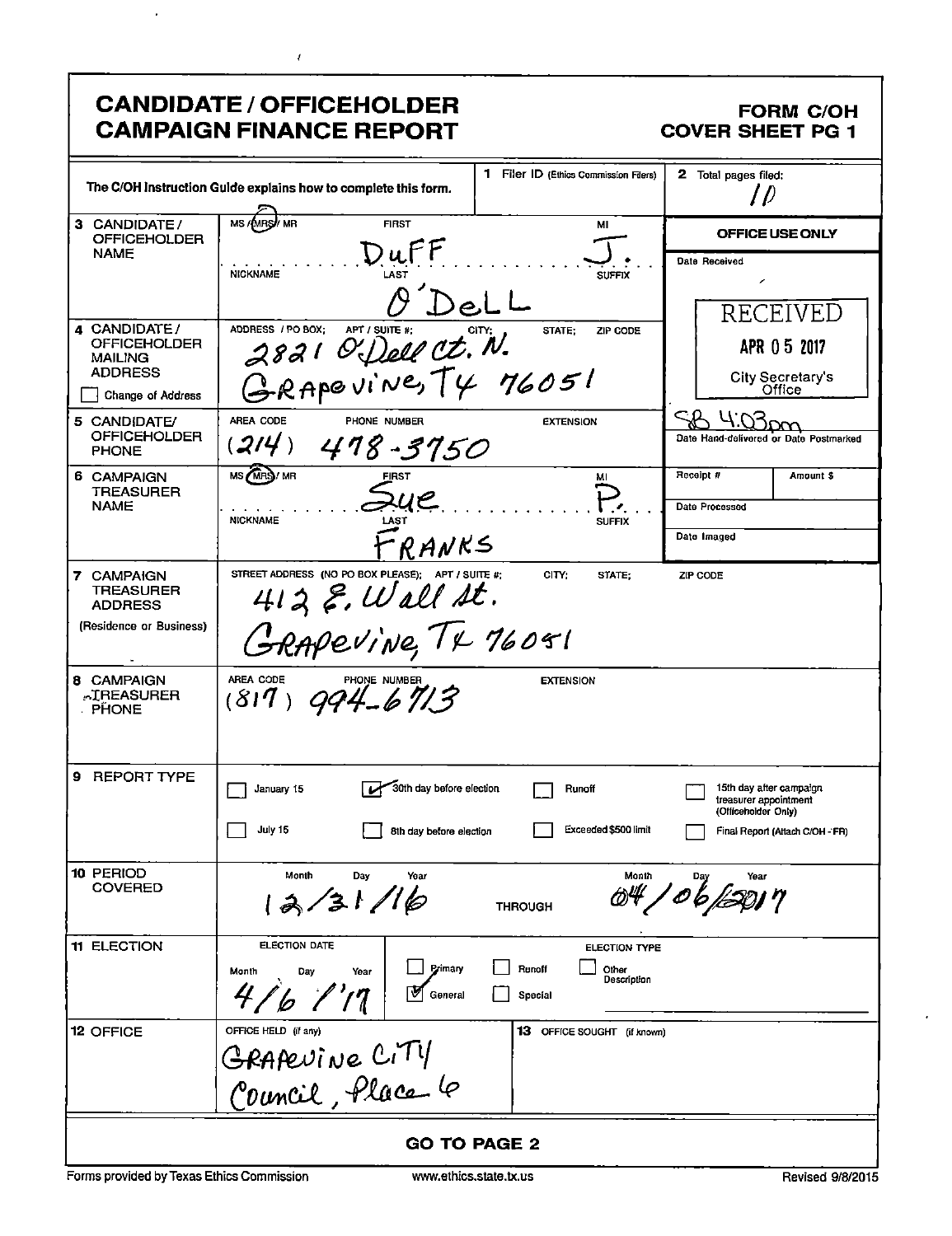# CANDIDATE / OFFICEHOLDER CAMPAIGN FINANCE REPORT

**FORM C/OH COVER SHEET PG 1**

The C/OH Instruction Guide explains how to complete this form.

| | | | |
|---|---|---|---|
| | | **1** Filer ID (Ethics Commission Filers) | **2** Total pages filed: 10 |
| **3** CANDIDATE / OFFICEHOLDER NAME | MS / (MRS) / MR — FIRST: Duff — MI: J. — NICKNAME — LAST: O'DeLL — SUFFIX | | **OFFICE USE ONLY** Date Received: RECEIVED APR 05 2017 City Secretary's Office |
| **4** CANDIDATE / OFFICEHOLDER MAILING ADDRESS ☐ Change of Address | ADDRESS / PO BOX; APT / SUITE #; CITY; STATE; ZIP CODE: 2821 O'Dell Ct. N. Grapevine, TX 76051 | | |
| **5** CANDIDATE / OFFICEHOLDER PHONE | AREA CODE / PHONE NUMBER: (214) 478-3750 — EXTENSION | | SB 4:03pm — Date Hand-delivered or Date Postmarked |
| **6** CAMPAIGN TREASURER NAME | MS / (MRS) / MR — FIRST: Sue — MI: P. — NICKNAME — LAST: FRANKS — SUFFIX | | Receipt # / Amount $ / Date Processed / Date Imaged |
| **7** CAMPAIGN TREASURER ADDRESS (Residence or Business) | STREET ADDRESS (NO PO BOX PLEASE); APT / SUITE #; CITY; STATE; ZIP CODE: 412 E. Wall St. Grapevine, TX 76051 | | |
| **8** CAMPAIGN TREASURER PHONE | AREA CODE / PHONE NUMBER: (817) 994-6713 — EXTENSION | | |
| **9** REPORT TYPE | ☐ January 15 ☑ 30th day before election ☐ Runoff ☐ 15th day after campaign treasurer appointment (Officeholder Only) ☐ July 15 ☐ 8th day before election ☐ Exceeded $500 limit ☐ Final Report (Attach C/OH - FR) | | |
| **10** PERIOD COVERED | Month Day Year: 12/31/16 THROUGH Month Day Year: 04/06/2017 | | |
| **11** ELECTION | ELECTION DATE Month Day Year: 4/6/'17 — ELECTION TYPE: ☐ Primary ☑ General ☐ Runoff ☐ Special ☐ Other Description | | |
| **12** OFFICE | OFFICE HELD (if any): Grapevine City Council, Place 6 | **13** OFFICE SOUGHT (if known) | |

**GO TO PAGE 2**

Forms provided by Texas Ethics Commission — www.ethics.state.tx.us — Revised 9/8/2015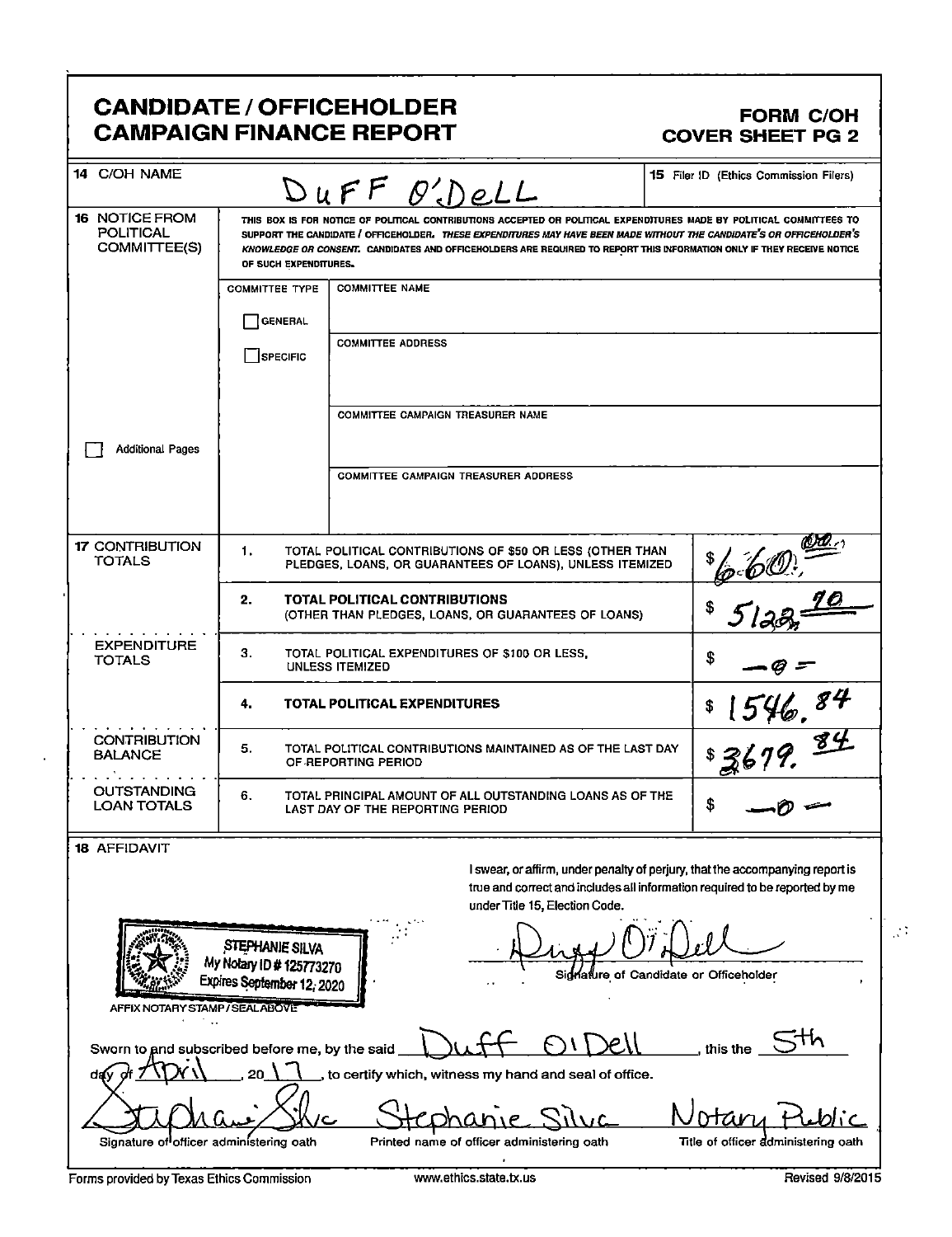# CANDIDATE / OFFICEHOLDER CAMPAIGN FINANCE REPORT

**FORM C/OH COVER SHEET PG 2**

| | | |
|---|---|---|
| **14** C/OH NAME | DUFF O'DELL | **15** Filer ID (Ethics Commission Filers) |

**16** NOTICE FROM POLITICAL COMMITTEE(S)

THIS BOX IS FOR NOTICE OF POLITICAL CONTRIBUTIONS ACCEPTED OR POLITICAL EXPENDITURES MADE BY POLITICAL COMMITTEES TO SUPPORT THE CANDIDATE / OFFICEHOLDER. *THESE EXPENDITURES MAY HAVE BEEN MADE WITHOUT THE CANDIDATE'S OR OFFICEHOLDER'S KNOWLEDGE OR CONSENT.* CANDIDATES AND OFFICEHOLDERS ARE REQUIRED TO REPORT THIS INFORMATION ONLY IF THEY RECEIVE NOTICE OF SUCH EXPENDITURES.

| COMMITTEE TYPE | |
|---|---|
| ☐ GENERAL | COMMITTEE NAME |
| ☐ SPECIFIC | COMMITTEE ADDRESS |
| | COMMITTEE CAMPAIGN TREASURER NAME |
| | COMMITTEE CAMPAIGN TREASURER ADDRESS |

☐ Additional Pages

| | | | |
|---|---|---|---|
| **17** CONTRIBUTION TOTALS | 1. | TOTAL POLITICAL CONTRIBUTIONS OF $50 OR LESS (OTHER THAN PLEDGES, LOANS, OR GUARANTEES OF LOANS), UNLESS ITEMIZED | $ 660.00 |
| | 2. | **TOTAL POLITICAL CONTRIBUTIONS** (OTHER THAN PLEDGES, LOANS, OR GUARANTEES OF LOANS) | $ 5122.70 |
| EXPENDITURE TOTALS | 3. | TOTAL POLITICAL EXPENDITURES OF $100 OR LESS, UNLESS ITEMIZED | $ -0- |
| | 4. | **TOTAL POLITICAL EXPENDITURES** | $ 1546.84 |
| CONTRIBUTION BALANCE | 5. | TOTAL POLITICAL CONTRIBUTIONS MAINTAINED AS OF THE LAST DAY OF REPORTING PERIOD | $ 3679.84 |
| OUTSTANDING LOAN TOTALS | 6. | TOTAL PRINCIPAL AMOUNT OF ALL OUTSTANDING LOANS AS OF THE LAST DAY OF THE REPORTING PERIOD | $ -0- |

**18** AFFIDAVIT

I swear, or affirm, under penalty of perjury, that the accompanying report is true and correct and includes all information required to be reported by me under Title 15, Election Code.

STEPHANIE SILVA
My Notary ID # 125773270
Expires September 12, 2020

AFFIX NOTARY STAMP / SEAL ABOVE

Duff O'Dell
Signature of Candidate or Officeholder

Sworn to and subscribed before me, by the said Duff O'Dell, this the 5th day of April, 20 17, to certify which, witness my hand and seal of office.

| Stephanie Silva | Stephanie Silva | Notary Public |
|---|---|---|
| Signature of officer administering oath | Printed name of officer administering oath | Title of officer administering oath |

Forms provided by Texas Ethics Commission | www.ethics.state.tx.us | Revised 9/8/2015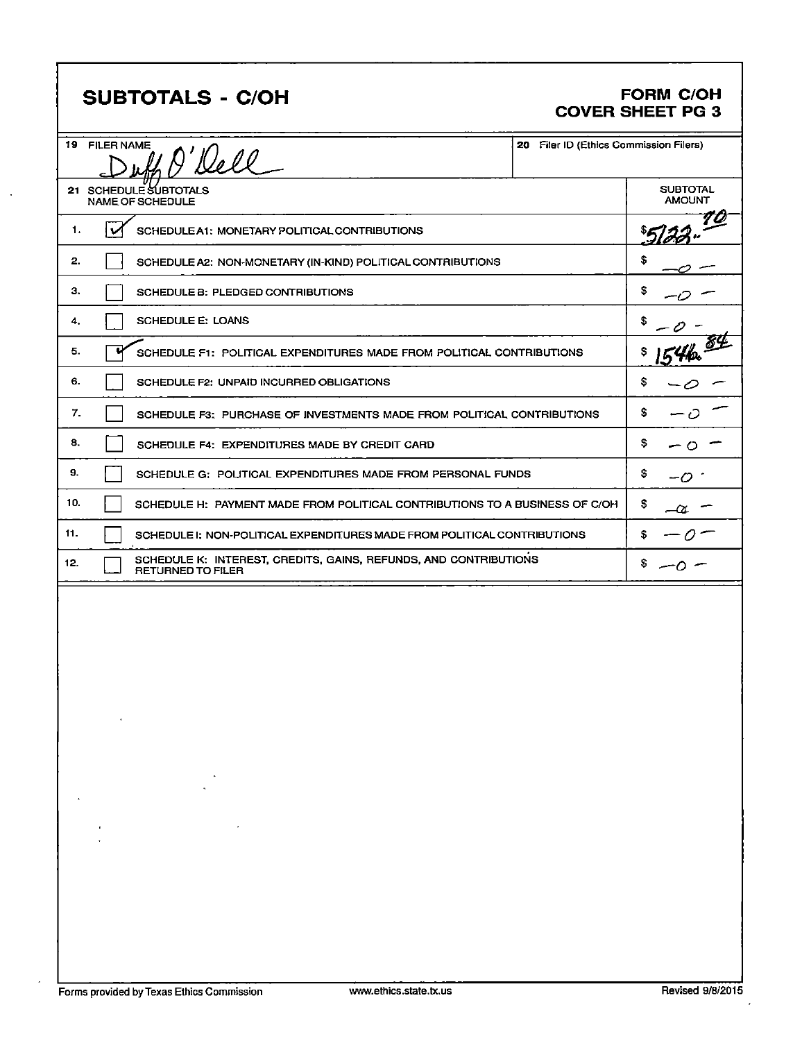## SUBTOTALS - C/OH

**FORM C/OH**
**COVER SHEET PG 3**

| 19 FILER NAME | 20 Filer ID (Ethics Commission Filers) |
|---|---|
| Duff O'Dell | |

| 21 SCHEDULE SUBTOTALS NAME OF SCHEDULE | | | SUBTOTAL AMOUNT |
|---|---|---|---|
| 1. | ☑ | SCHEDULE A1: MONETARY POLITICAL CONTRIBUTIONS | $5122.70 |
| 2. | ☐ | SCHEDULE A2: NON-MONETARY (IN-KIND) POLITICAL CONTRIBUTIONS | $ -0- |
| 3. | ☐ | SCHEDULE B: PLEDGED CONTRIBUTIONS | $ -0- |
| 4. | ☐ | SCHEDULE E: LOANS | $ -0- |
| 5. | ☑ | SCHEDULE F1: POLITICAL EXPENDITURES MADE FROM POLITICAL CONTRIBUTIONS | $ 1546.84 |
| 6. | ☐ | SCHEDULE F2: UNPAID INCURRED OBLIGATIONS | $ -0- |
| 7. | ☐ | SCHEDULE F3: PURCHASE OF INVESTMENTS MADE FROM POLITICAL CONTRIBUTIONS | $ -0- |
| 8. | ☐ | SCHEDULE F4: EXPENDITURES MADE BY CREDIT CARD | $ -0- |
| 9. | ☐ | SCHEDULE G: POLITICAL EXPENDITURES MADE FROM PERSONAL FUNDS | $ -0- |
| 10. | ☐ | SCHEDULE H: PAYMENT MADE FROM POLITICAL CONTRIBUTIONS TO A BUSINESS OF C/OH | $ -0- |
| 11. | ☐ | SCHEDULE I: NON-POLITICAL EXPENDITURES MADE FROM POLITICAL CONTRIBUTIONS | $ -0- |
| 12. | ☐ | SCHEDULE K: INTEREST, CREDITS, GAINS, REFUNDS, AND CONTRIBUTIONS RETURNED TO FILER | $ -0- |

Forms provided by Texas Ethics Commission www.ethics.state.tx.us Revised 9/8/2015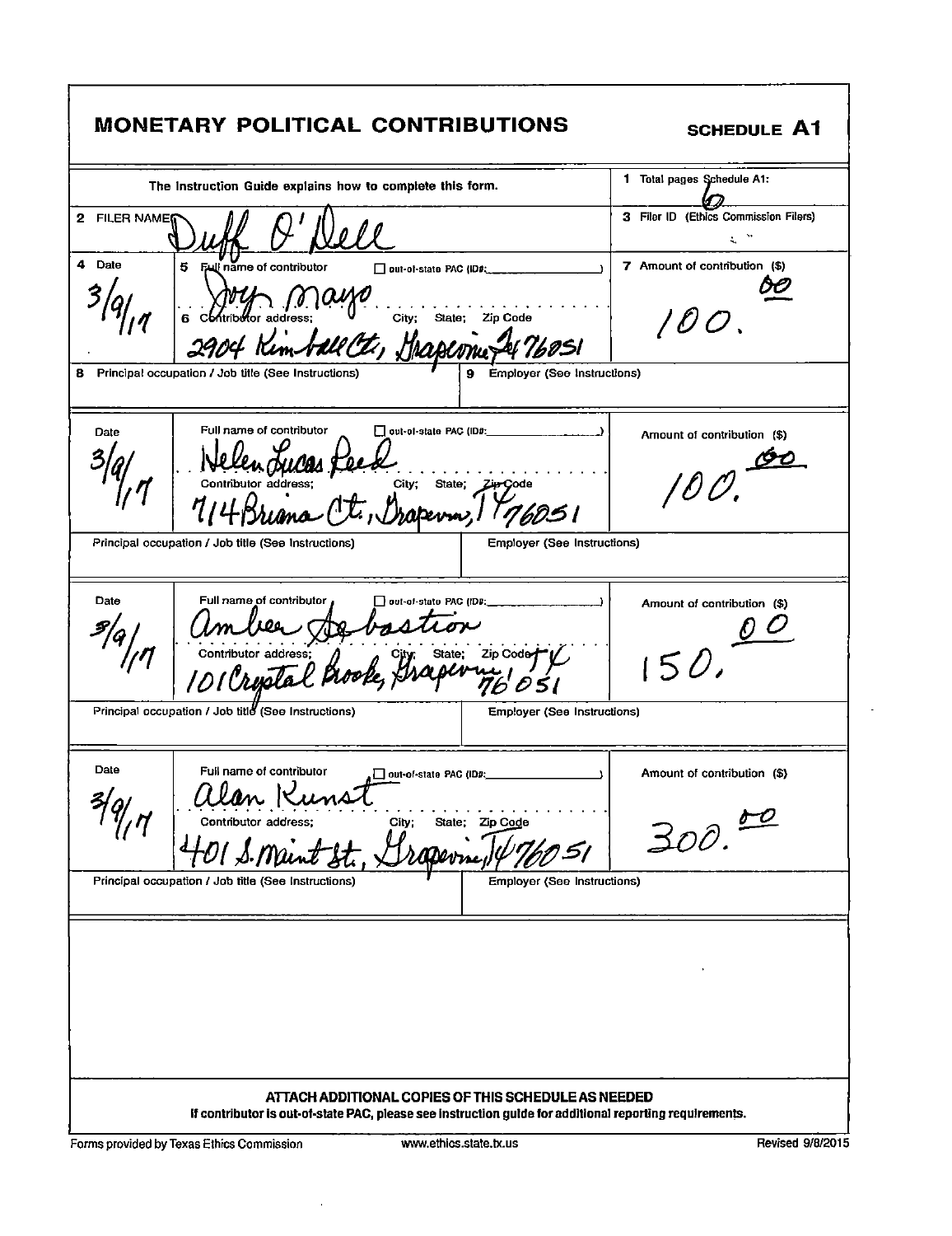# MONETARY POLITICAL CONTRIBUTIONS

**SCHEDULE A1**

The Instruction Guide explains how to complete this form.

1 Total pages Schedule A1: 6

2 FILER NAME: Duff O'Dell

3 Filer ID (Ethics Commission Filers)

| 4 Date | 5 Full name of contributor / 6 Contributor address; City; State; Zip Code | 7 Amount of contribution ($) |
|---|---|---|
| 3/9/17 | Joy Mayo<br>2904 Kimball Ct, Grapevine TX 76051 | 100.00 |
| 8 Principal occupation / Job title (See Instructions) | 9 Employer (See Instructions) | |

| Date | Full name of contributor / Contributor address; City; State; Zip Code | Amount of contribution ($) |
|---|---|---|
| 3/9/17 | Helen Lucas Reed<br>714 Briana Ct, Grapevine, TX 76051 | 100.00 |
| Principal occupation / Job title (See Instructions) | Employer (See Instructions) | |

| Date | Full name of contributor / Contributor address; City; State; Zip Code | Amount of contribution ($) |
|---|---|---|
| 3/9/17 | Amber Sebastion<br>101 Crystal Brook, Grapevine, TX 76051 | 150.00 |
| Principal occupation / Job title (See Instructions) | Employer (See Instructions) | |

| Date | Full name of contributor / Contributor address; City; State; Zip Code | Amount of contribution ($) |
|---|---|---|
| 3/9/17 | Alan Kunst<br>401 S. Main St, Grapevine, TX 76051 | 300.00 |
| Principal occupation / Job title (See Instructions) | Employer (See Instructions) | |

**ATTACH ADDITIONAL COPIES OF THIS SCHEDULE AS NEEDED**

**If contributor is out-of-state PAC, please see instruction guide for additional reporting requirements.**

Forms provided by Texas Ethics Commission www.ethics.state.tx.us Revised 9/8/2015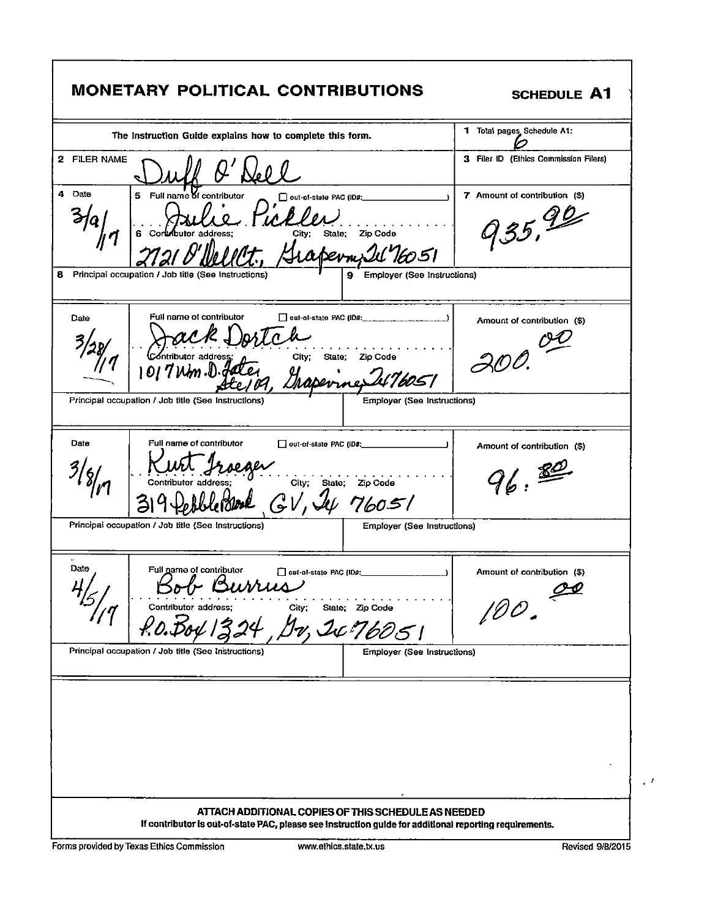# MONETARY POLITICAL CONTRIBUTIONS

**SCHEDULE A1**

The Instruction Guide explains how to complete this form.

1 Total pages Schedule A1: 6

2 FILER NAME: Duff O'Dell

3 Filer ID (Ethics Commission Filers):

| 4 Date | 5 Full name of contributor / 6 Contributor address; City; State; Zip Code | 7 Amount of contribution ($) |
|---|---|---|
| 3/9/17 | Julie Pickler<br>2721 O'Dell Ct., Grapevine TX 76051 | 935.90 |
| 8 Principal occupation / Job title (See Instructions): | 9 Employer (See Instructions): | |
| 3/28/17 | Jack Dortch<br>1017 Wm. D. Tate Ste 109, Grapevine TX 76051 | 200.00 |
| Principal occupation / Job title (See Instructions): | Employer (See Instructions): | |
| 3/8/17 | Kurt Iroeger<br>319 Pebble Bend, GV, TX 76051 | 96.80 |
| Principal occupation / Job title (See Instructions): | Employer (See Instructions): | |
| 4/5/17 | Bob Burrus<br>P.O. Box 1324, GV, TX 76051 | 100.00 |
| Principal occupation / Job title (See Instructions): | Employer (See Instructions): | |

☐ out-of-state PAC (ID#: )

**ATTACH ADDITIONAL COPIES OF THIS SCHEDULE AS NEEDED**

**If contributor is out-of-state PAC, please see instruction guide for additional reporting requirements.**

Forms provided by Texas Ethics Commission www.ethics.state.tx.us Revised 9/8/2015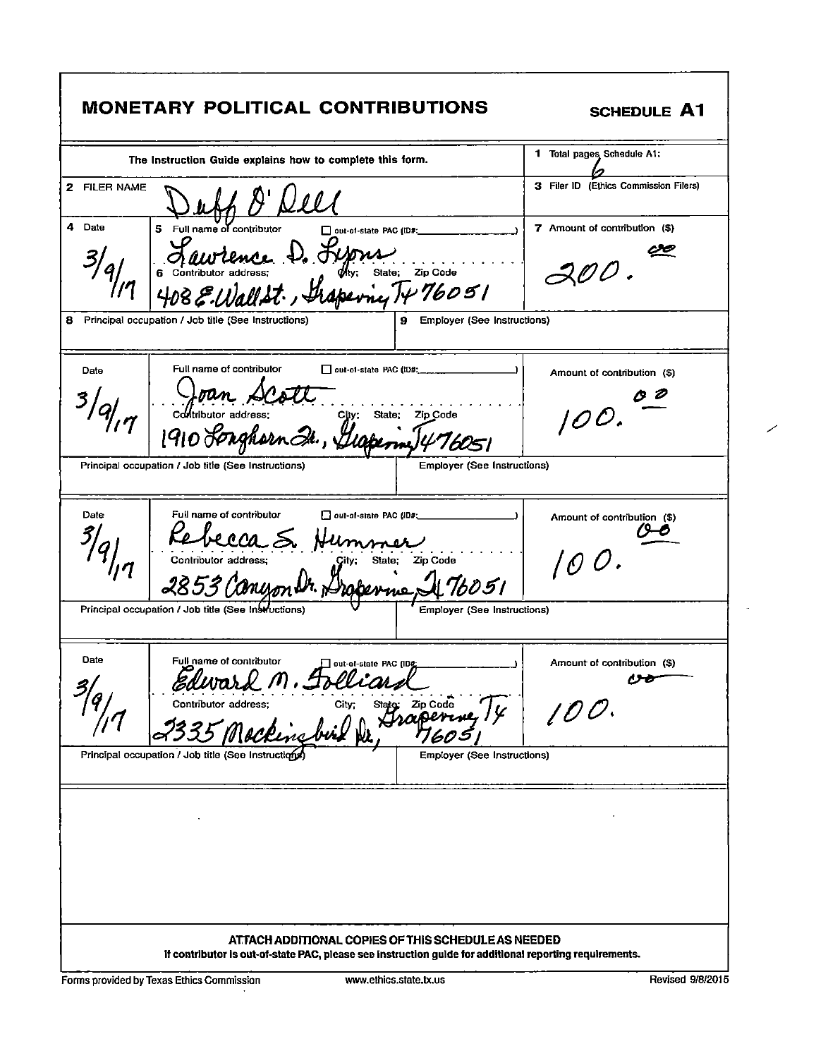# MONETARY POLITICAL CONTRIBUTIONS

**SCHEDULE A1**

The Instruction Guide explains how to complete this form.

**1** Total pages Schedule A1: 6

**2** FILER NAME: Duff O'Dell

**3** Filer ID (Ethics Commission Filers):

| 4 Date | 5 Full name of contributor / 6 Contributor address; City; State; Zip Code | 7 Amount of contribution ($) |
|---|---|---|
| 3/9/17 | Lawrence D. Lyons<br>408 E. Wall St., Grapevine TX 76051 | 200.00 |
| 8 Principal occupation / Job title (See Instructions): | 9 Employer (See Instructions): | |
| 3/9/17 | Joan Scott<br>1910 Longhorn Dr., Grapevine TX 76051 | 100.00 |
| Principal occupation / Job title (See Instructions): | Employer (See Instructions): | |
| 3/9/17 | Rebecca S. Hummer<br>2853 Canyon Dr. Grapevine, TX 76051 | 100.00 |
| Principal occupation / Job title (See Instructions): | Employer (See Instructions): | |
| 3/9/17 | Edward M. Folliard<br>2335 Mockingbird Ln, Grapevine, TX 76051 | 100.00 |
| Principal occupation / Job title (See Instructions): | Employer (See Instructions): | |

☐ out-of-state PAC (ID#: )

**ATTACH ADDITIONAL COPIES OF THIS SCHEDULE AS NEEDED**

**If contributor is out-of-state PAC, please see instruction guide for additional reporting requirements.**

Forms provided by Texas Ethics Commission www.ethics.state.tx.us Revised 9/8/2015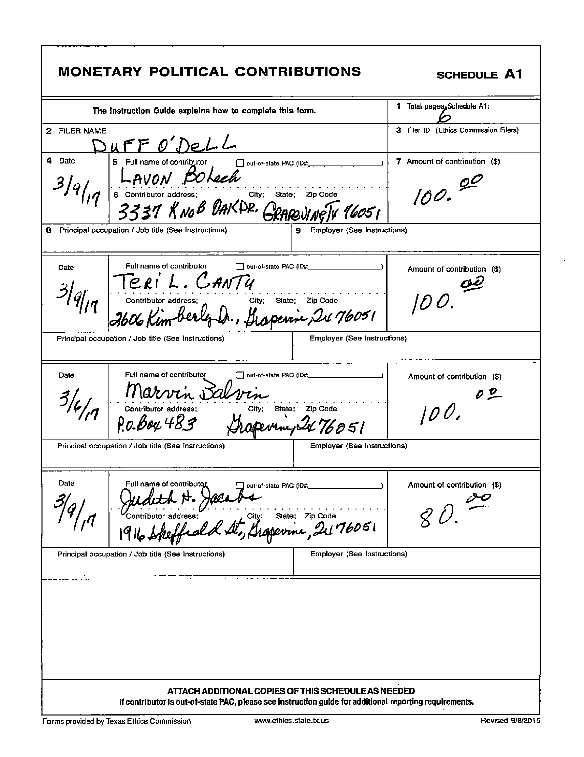# MONETARY POLITICAL CONTRIBUTIONS

**SCHEDULE A1**

| The Instruction Guide explains how to complete this form. | 1 Total pages Schedule A1: 6 |
|---|---|
| 2 FILER NAME: DUFF O'DELL | 3 Filer ID (Ethics Commission Filers) |

| 4 Date | 5 Full name of contributor / 6 Contributor address; City; State; Zip Code | 7 Amount of contribution ($) |
|---|---|---|
| 3/9/17 | LAVON BOLech ☐ out-of-state PAC (ID#: ) <br> 3337 KNOB OAK DR. GRAPEVINE TX 76051 | 100.00 |
| 8 Principal occupation / Job title (See Instructions): | 9 Employer (See Instructions): | |

| Date | Full name of contributor / Contributor address; City; State; Zip Code | Amount of contribution ($) |
|---|---|---|
| 3/9/17 | TERI L. CANTU ☐ out-of-state PAC (ID#: ) <br> 2606 Kimberly Dr., Grapevine, Tx 76051 | 100.00 |
| Principal occupation / Job title (See Instructions): | Employer (See Instructions): | |

| Date | Full name of contributor / Contributor address; City; State; Zip Code | Amount of contribution ($) |
|---|---|---|
| 3/6/17 | Marvin Balvin ☐ out-of-state PAC (ID#: ) <br> P.O. Box 483 Grapevine, Tx 76051 | 100.00 |
| Principal occupation / Job title (See Instructions): | Employer (See Instructions): | |

| Date | Full name of contributor / Contributor address; City; State; Zip Code | Amount of contribution ($) |
|---|---|---|
| 3/9/17 | Judith H. Jacobs ☐ out-of-state PAC (ID#: ) <br> 1916 Sheffield St, Grapevine, Tx 76051 | 80.00 |
| Principal occupation / Job title (See Instructions): | Employer (See Instructions): | |

**ATTACH ADDITIONAL COPIES OF THIS SCHEDULE AS NEEDED**

**If contributor is out-of-state PAC, please see instruction guide for additional reporting requirements.**

Forms provided by Texas Ethics Commission www.ethics.state.tx.us Revised 9/8/2015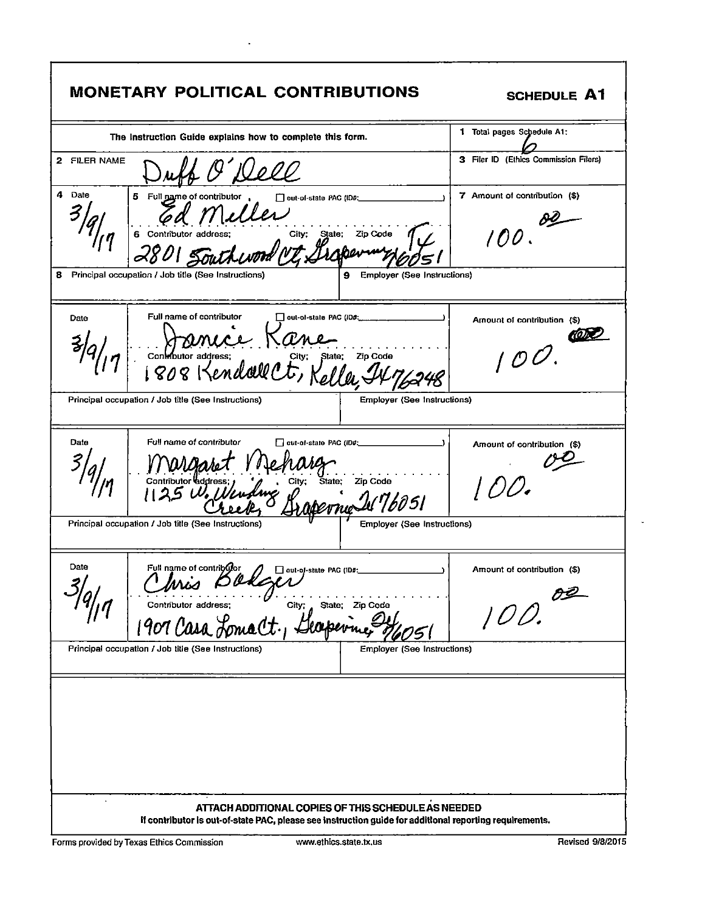## MONETARY POLITICAL CONTRIBUTIONS

**SCHEDULE A1**

The Instruction Guide explains how to complete this form.

1 Total pages Schedule A1: 6

2 FILER NAME: Duff O'Dell

3 Filer ID (Ethics Commission Filers):

| 4 Date | 5 Full name of contributor / 6 Contributor address; City; State; Zip Code | 7 Amount of contribution ($) |
|---|---|---|
| 3/9/17 | Ed Miller<br>2801 Southwood Ct, Grapevine, TX 76051 | 100.00 |
| 8 Principal occupation / Job title (See Instructions): | 9 Employer (See Instructions): | |

| Date | Full name of contributor / Contributor address; City; State; Zip Code | Amount of contribution ($) |
|---|---|---|
| 3/9/17 | Janice Kane<br>1808 Kendall Ct, Keller, TX 76248 | 100.00 |
| Principal occupation / Job title (See Instructions): | Employer (See Instructions): | |

| Date | Full name of contributor / Contributor address; City; State; Zip Code | Amount of contribution ($) |
|---|---|---|
| 3/9/17 | Margaret Meharg<br>1125 W. Winding Creek, Grapevine, TX 76051 | 100.00 |
| Principal occupation / Job title (See Instructions): | Employer (See Instructions): | |

| Date | Full name of contributor / Contributor address; City; State; Zip Code | Amount of contribution ($) |
|---|---|---|
| 3/9/17 | Chris Bolger<br>1907 Casa Loma Ct., Grapevine, TX 76051 | 100.00 |
| Principal occupation / Job title (See Instructions): | Employer (See Instructions): | |

☐ out-of-state PAC (ID#: )

**ATTACH ADDITIONAL COPIES OF THIS SCHEDULE AS NEEDED**

**If contributor is out-of-state PAC, please see instruction guide for additional reporting requirements.**

Forms provided by Texas Ethics Commission | www.ethics.state.tx.us | Revised 9/8/2015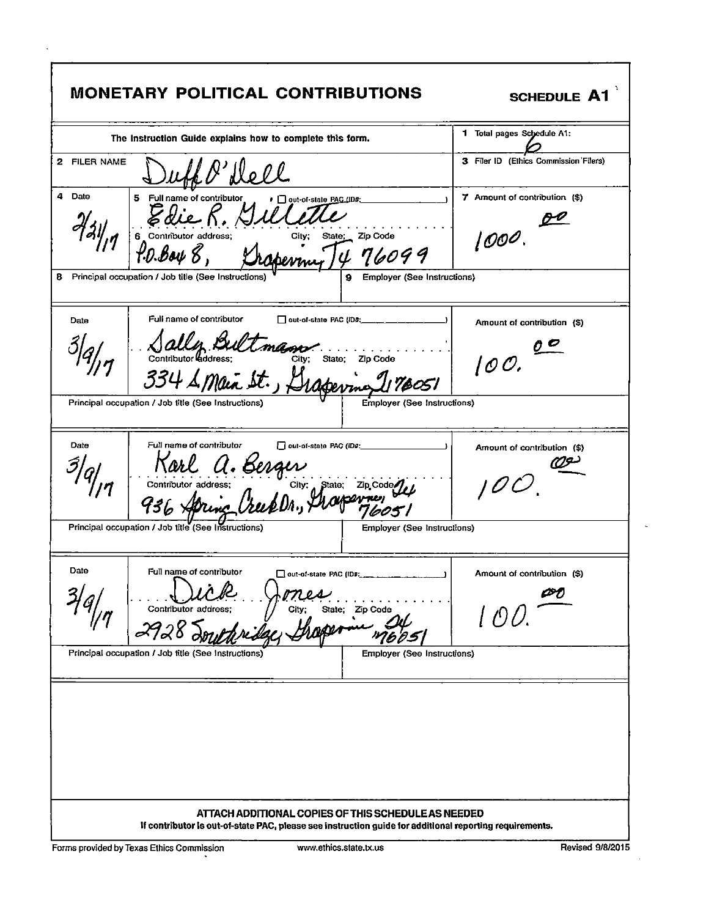# MONETARY POLITICAL CONTRIBUTIONS

**SCHEDULE A1**

The Instruction Guide explains how to complete this form.

1 Total pages Schedule A1: 6

2 FILER NAME: Duff O'Dell

3 Filer ID (Ethics Commission Filers)

| 4 Date | 5 Full name of contributor ☐ out-of-state PAC (ID#: ) / 6 Contributor address; City; State; Zip Code | 7 Amount of contribution ($) |
|---|---|---|
| 2/21/17 | Edie R. Gillette / P.O. Box 8, Grapevine, Tx 76099 | 1000.00 |
| 8 Principal occupation / Job title (See Instructions): | 9 Employer (See Instructions): | |
| 3/9/17 | Sally Bultman / 334 S Main St., Grapevine Tx 76051 | 100.00 |
| Principal occupation / Job title (See Instructions): | Employer (See Instructions): | |
| 3/9/17 | Karl A. Berger / 936 Spring Creek Dr., Grapevine Tx 76051 | 100.00 |
| Principal occupation / Job title (See Instructions): | Employer (See Instructions): | |
| 3/9/17 | Dick Jones / 2928 Southridge, Grapevine Tx 76051 | 100.00 |
| Principal occupation / Job title (See Instructions): | Employer (See Instructions): | |

**ATTACH ADDITIONAL COPIES OF THIS SCHEDULE AS NEEDED**

**If contributor is out-of-state PAC, please see instruction guide for additional reporting requirements.**

Forms provided by Texas Ethics Commission www.ethics.state.tx.us Revised 9/8/2015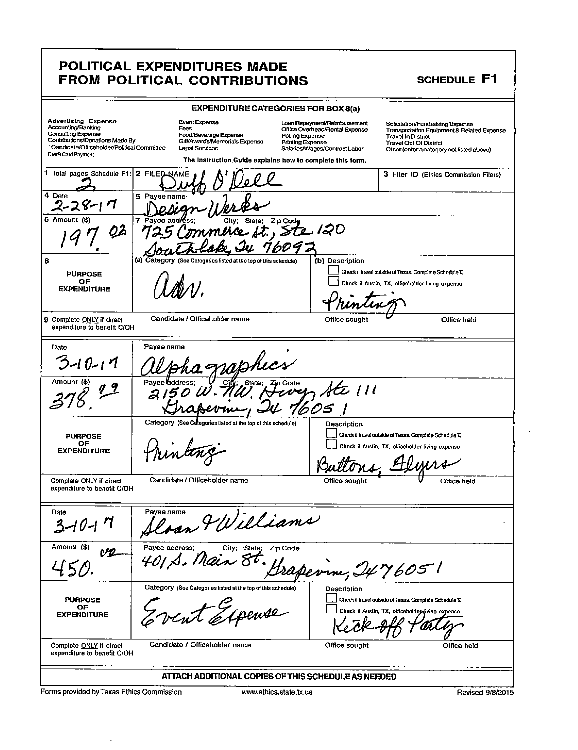# POLITICAL EXPENDITURES MADE FROM POLITICAL CONTRIBUTIONS

**SCHEDULE F1**

## EXPENDITURE CATEGORIES FOR BOX 8(a)

| | | | |
|---|---|---|---|
| Advertising Expense | Event Expense | Loan Repayment/Reimbursement | Solicitation/Fundraising Expense |
| Accounting/Banking | Fees | Office Overhead/Rental Expense | Transportation Equipment & Related Expense |
| Consulting Expense | Food/Beverage Expense | Polling Expense | Travel In District |
| Contributions/Donations Made By Candidate/Officeholder/Political Committee | Gift/Awards/Memorials Expense | Printing Expense | Travel Out Of District |
| Credit Card Payment | Legal Services | Salaries/Wages/Contract Labor | Other (enter a category not listed above) |

The Instruction Guide explains how to complete this form.

| | | |
|---|---|---|
| 1 Total pages Schedule F1: 2 | 2 FILER NAME: Duff O'Dell | 3 Filer ID (Ethics Commission Filers) |

| Field | | |
|---|---|---|
| 4 Date: 2-28-17 | 5 Payee name: Design Werks | |
| 6 Amount ($): 197.02 | 7 Payee address; City; State; Zip Code: 725 Commerce St., Ste 120 Southlake, Tx 76092 | |
| 8 PURPOSE OF EXPENDITURE | (a) Category (See Categories listed at the top of this schedule): Adv. | (b) Description: Printing<br>☐ Check if travel outside of Texas. Complete Schedule T.<br>☐ Check if Austin, TX, officeholder living expense |
| 9 Complete ONLY if direct expenditure to benefit C/OH | Candidate / Officeholder name | Office sought / Office held |

| Field | | |
|---|---|---|
| Date: 3-10-17 | Payee name: Alphagraphics | |
| Amount ($): 378.79 | Payee address; City; State; Zip Code: 2150 W. NW. Hwy Ste 111 Grapevine, Tx 76051 | |
| PURPOSE OF EXPENDITURE | Category (See Categories listed at the top of this schedule): Printing | Description: Buttons, Flyers<br>☐ Check if travel outside of Texas. Complete Schedule T.<br>☐ Check if Austin, TX, officeholder living expense |
| Complete ONLY if direct expenditure to benefit C/OH | Candidate / Officeholder name | Office sought / Office held |

| Field | | |
|---|---|---|
| Date: 3-10-17 | Payee name: Sloan & Williams | |
| Amount ($): 450.00 | Payee address; City; State; Zip Code: 401 S. Main St. Grapevine, Tx 76051 | |
| PURPOSE OF EXPENDITURE | Category (See Categories listed at the top of this schedule): Event Expense | Description: Kick off Party<br>☐ Check if travel outside of Texas. Complete Schedule T.<br>☐ Check if Austin, TX, officeholder living expense |
| Complete ONLY if direct expenditure to benefit C/OH | Candidate / Officeholder name | Office sought / Office held |

ATTACH ADDITIONAL COPIES OF THIS SCHEDULE AS NEEDED

Forms provided by Texas Ethics Commission www.ethics.state.tx.us Revised 9/8/2015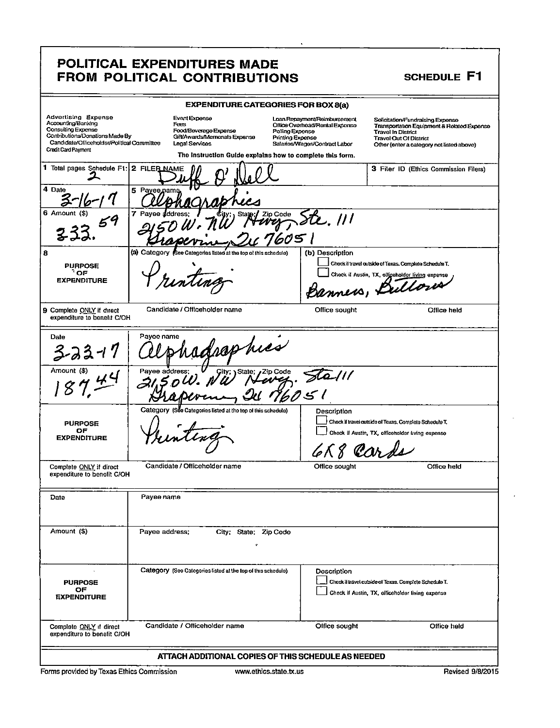# POLITICAL EXPENDITURES MADE FROM POLITICAL CONTRIBUTIONS

**SCHEDULE F1**

**EXPENDITURE CATEGORIES FOR BOX 8(a)**

| | | | |
|---|---|---|---|
| Advertising Expense | Event Expense | Loan Repayment/Reimbursement | Solicitation/Fundraising Expense |
| Accounting/Banking | Fees | Office Overhead/Rental Expense | Transportation Equipment & Related Expense |
| Consulting Expense | Food/Beverage Expense | Polling Expense | Travel In District |
| Contributions/Donations Made By Candidate/Officeholder/Political Committee | Gift/Awards/Memorials Expense | Printing Expense | Travel Out Of District |
| Credit Card Payment | Legal Services | Salaries/Wages/Contract Labor | Other (enter a category not listed above) |

The Instruction Guide explains how to complete this form.

| | | |
|---|---|---|
| 1 Total pages Schedule F1: 2 | 2 FILER NAME: Duff O'Dell | 3 Filer ID (Ethics Commission Filers) |
| 4 Date: 3-16-17 | 5 Payee name: Alphagraphics | |
| 6 Amount ($): 333.59 | 7 Payee address; City; State; Zip Code: 2150 W. NW Hwy, Ste. 111 Grapevine, Tx 76051 | |
| 8 PURPOSE OF EXPENDITURE | (a) Category (See Categories listed at the top of this schedule): Printing | (b) Description: Banners, Buttons ☐ Check if travel outside of Texas. Complete Schedule T. ☐ Check if Austin, TX, officeholder living expense |
| 9 Complete ONLY if direct expenditure to benefit C/OH | Candidate / Officeholder name | Office sought / Office held |

| | | |
|---|---|---|
| Date: 3-23-17 | Payee name: Alphagraphics | |
| Amount ($): 187.44 | Payee address; City; State; Zip Code: 2150 W. NW Hwy. Ste 111 Grapevine, Tx 76051 | |
| PURPOSE OF EXPENDITURE | Category (See Categories listed at the top of this schedule): Printing | Description: 6X8 Cards ☐ Check if travel outside of Texas. Complete Schedule T. ☐ Check if Austin, TX, officeholder living expense |
| Complete ONLY if direct expenditure to benefit C/OH | Candidate / Officeholder name | Office sought / Office held |

| | | |
|---|---|---|
| Date | Payee name | |
| Amount ($) | Payee address; City; State; Zip Code | |
| PURPOSE OF EXPENDITURE | Category (See Categories listed at the top of this schedule) | Description ☐ Check if travel outside of Texas. Complete Schedule T. ☐ Check if Austin, TX, officeholder living expense |
| Complete ONLY if direct expenditure to benefit C/OH | Candidate / Officeholder name | Office sought / Office held |

**ATTACH ADDITIONAL COPIES OF THIS SCHEDULE AS NEEDED**

Forms provided by Texas Ethics Commission www.ethics.state.tx.us Revised 9/8/2015